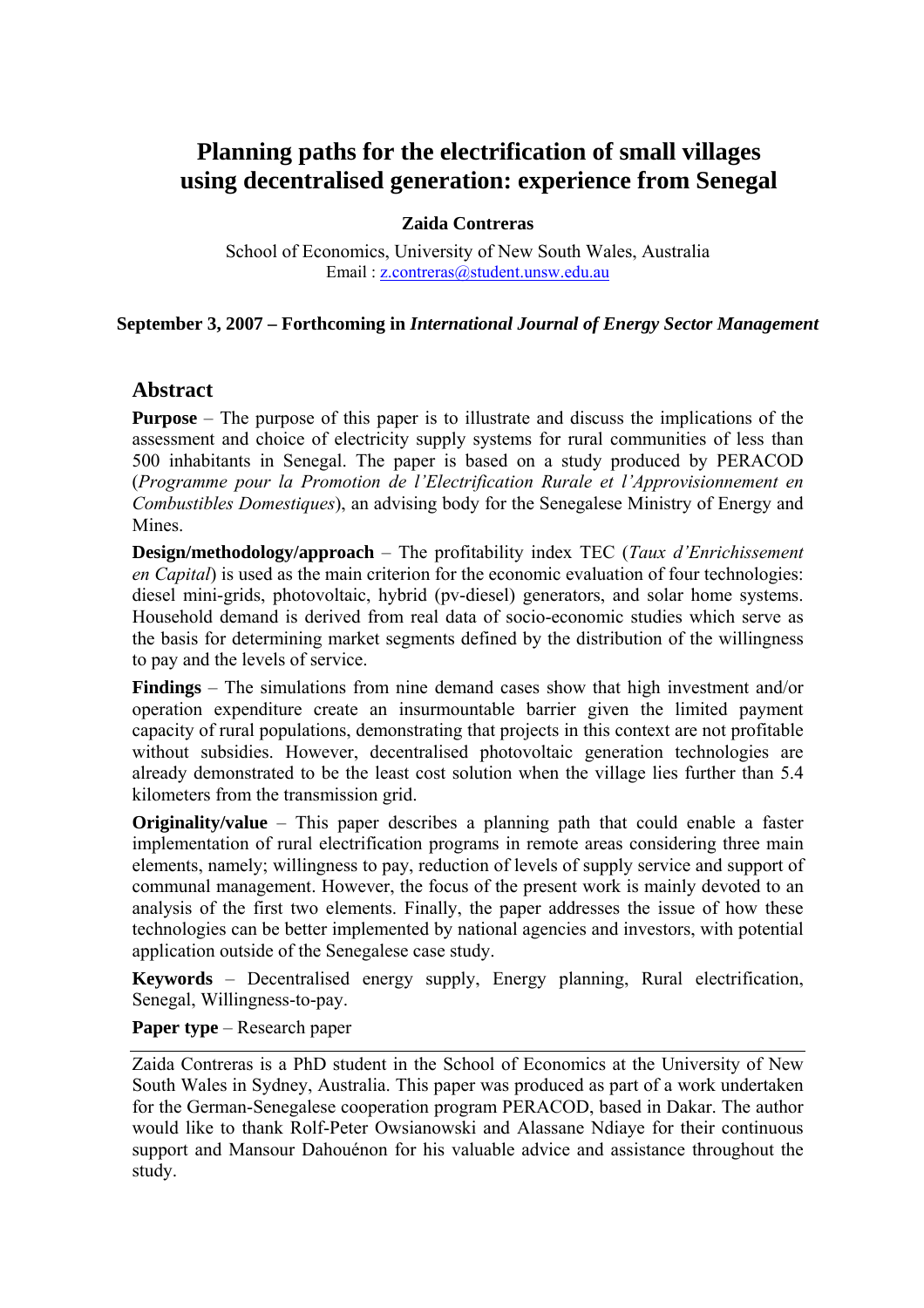# Planning paths for the electrification of small villages using decentralised generation: experience from Senegal

**Zaida Contreras**

School of Economics, University of New South Wales, Australia
Email : z.contreras@student.unsw.edu.au

**September 3, 2007 – Forthcoming in *International Journal of Energy Sector Management***

## Abstract

**Purpose** – The purpose of this paper is to illustrate and discuss the implications of the assessment and choice of electricity supply systems for rural communities of less than 500 inhabitants in Senegal. The paper is based on a study produced by PERACOD (*Programme pour la Promotion de l'Electrification Rurale et l'Approvisionnement en Combustibles Domestiques*), an advising body for the Senegalese Ministry of Energy and Mines.

**Design/methodology/approach** – The profitability index TEC (*Taux d'Enrichissement en Capital*) is used as the main criterion for the economic evaluation of four technologies: diesel mini-grids, photovoltaic, hybrid (pv-diesel) generators, and solar home systems. Household demand is derived from real data of socio-economic studies which serve as the basis for determining market segments defined by the distribution of the willingness to pay and the levels of service.

**Findings** – The simulations from nine demand cases show that high investment and/or operation expenditure create an insurmountable barrier given the limited payment capacity of rural populations, demonstrating that projects in this context are not profitable without subsidies. However, decentralised photovoltaic generation technologies are already demonstrated to be the least cost solution when the village lies further than 5.4 kilometers from the transmission grid.

**Originality/value** – This paper describes a planning path that could enable a faster implementation of rural electrification programs in remote areas considering three main elements, namely; willingness to pay, reduction of levels of supply service and support of communal management. However, the focus of the present work is mainly devoted to an analysis of the first two elements. Finally, the paper addresses the issue of how these technologies can be better implemented by national agencies and investors, with potential application outside of the Senegalese case study.

**Keywords** – Decentralised energy supply, Energy planning, Rural electrification, Senegal, Willingness-to-pay.

**Paper type** – Research paper

---

Zaida Contreras is a PhD student in the School of Economics at the University of New South Wales in Sydney, Australia. This paper was produced as part of a work undertaken for the German-Senegalese cooperation program PERACOD, based in Dakar. The author would like to thank Rolf-Peter Owsianowski and Alassane Ndiaye for their continuous support and Mansour Dahouénon for his valuable advice and assistance throughout the study.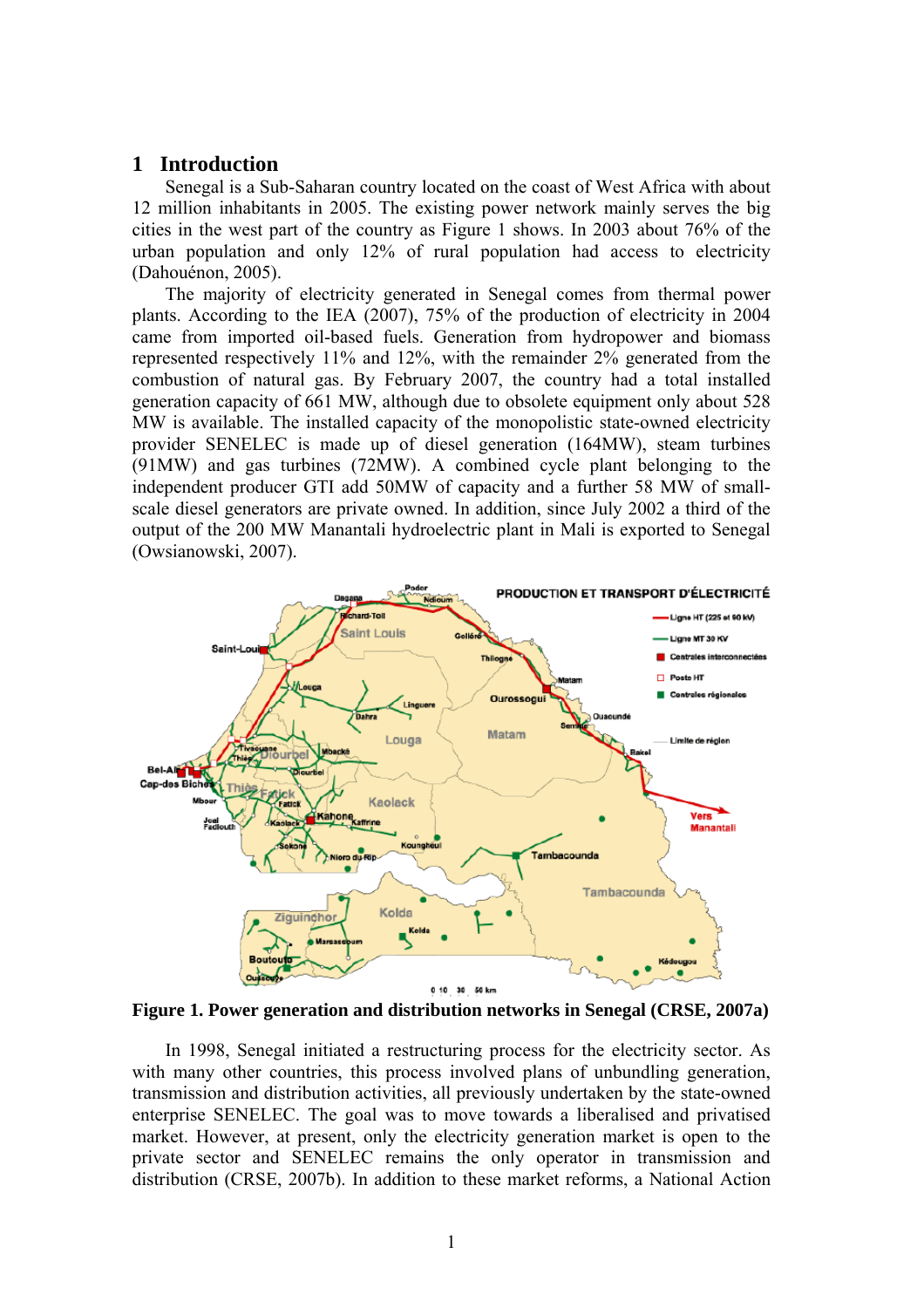# 1 Introduction

Senegal is a Sub-Saharan country located on the coast of West Africa with about 12 million inhabitants in 2005. The existing power network mainly serves the big cities in the west part of the country as Figure 1 shows. In 2003 about 76% of the urban population and only 12% of rural population had access to electricity (Dahouénon, 2005).

The majority of electricity generated in Senegal comes from thermal power plants. According to the IEA (2007), 75% of the production of electricity in 2004 came from imported oil-based fuels. Generation from hydropower and biomass represented respectively 11% and 12%, with the remainder 2% generated from the combustion of natural gas. By February 2007, the country had a total installed generation capacity of 661 MW, although due to obsolete equipment only about 528 MW is available. The installed capacity of the monopolistic state-owned electricity provider SENELEC is made up of diesel generation (164MW), steam turbines (91MW) and gas turbines (72MW). A combined cycle plant belonging to the independent producer GTI add 50MW of capacity and a further 58 MW of small-scale diesel generators are private owned. In addition, since July 2002 a third of the output of the 200 MW Manantali hydroelectric plant in Mali is exported to Senegal (Owsianowski, 2007).

**Figure 1. Power generation and distribution networks in Senegal (CRSE, 2007a)**

In 1998, Senegal initiated a restructuring process for the electricity sector. As with many other countries, this process involved plans of unbundling generation, transmission and distribution activities, all previously undertaken by the state-owned enterprise SENELEC. The goal was to move towards a liberalised and privatised market. However, at present, only the electricity generation market is open to the private sector and SENELEC remains the only operator in transmission and distribution (CRSE, 2007b). In addition to these market reforms, a National Action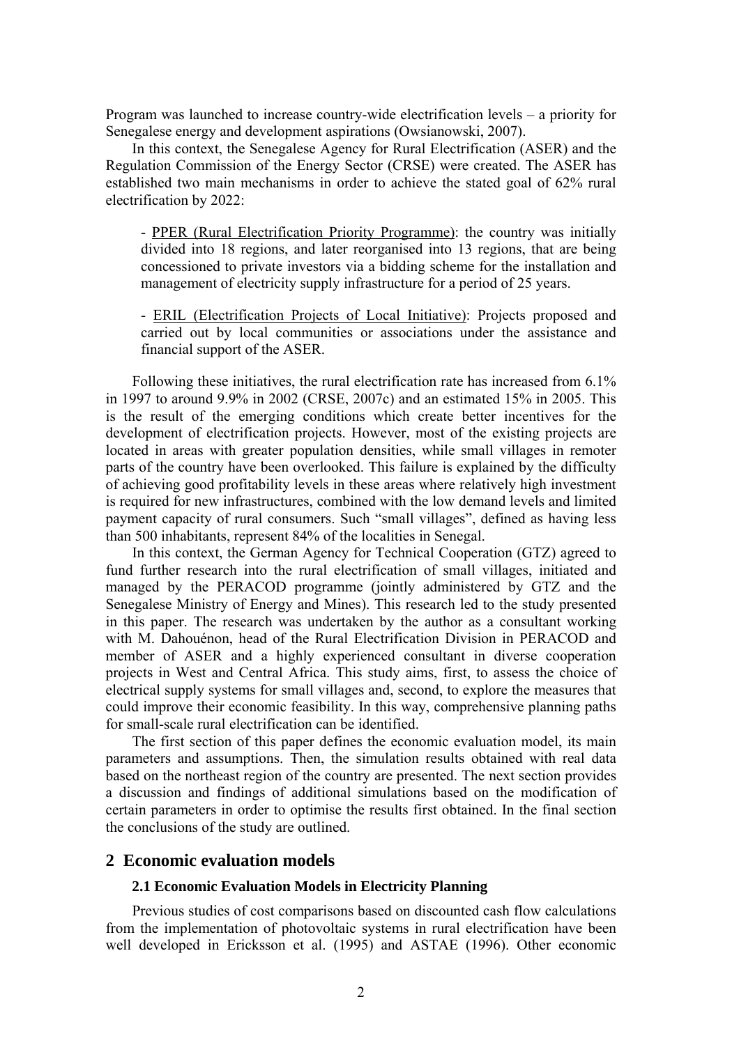Program was launched to increase country-wide electrification levels – a priority for Senegalese energy and development aspirations (Owsianowski, 2007).

In this context, the Senegalese Agency for Rural Electrification (ASER) and the Regulation Commission of the Energy Sector (CRSE) were created. The ASER has established two main mechanisms in order to achieve the stated goal of 62% rural electrification by 2022:

- PPER (Rural Electrification Priority Programme): the country was initially divided into 18 regions, and later reorganised into 13 regions, that are being concessioned to private investors via a bidding scheme for the installation and management of electricity supply infrastructure for a period of 25 years.

- ERIL (Electrification Projects of Local Initiative): Projects proposed and carried out by local communities or associations under the assistance and financial support of the ASER.

Following these initiatives, the rural electrification rate has increased from 6.1% in 1997 to around 9.9% in 2002 (CRSE, 2007c) and an estimated 15% in 2005. This is the result of the emerging conditions which create better incentives for the development of electrification projects. However, most of the existing projects are located in areas with greater population densities, while small villages in remoter parts of the country have been overlooked. This failure is explained by the difficulty of achieving good profitability levels in these areas where relatively high investment is required for new infrastructures, combined with the low demand levels and limited payment capacity of rural consumers. Such "small villages", defined as having less than 500 inhabitants, represent 84% of the localities in Senegal.

In this context, the German Agency for Technical Cooperation (GTZ) agreed to fund further research into the rural electrification of small villages, initiated and managed by the PERACOD programme (jointly administered by GTZ and the Senegalese Ministry of Energy and Mines). This research led to the study presented in this paper. The research was undertaken by the author as a consultant working with M. Dahouénon, head of the Rural Electrification Division in PERACOD and member of ASER and a highly experienced consultant in diverse cooperation projects in West and Central Africa. This study aims, first, to assess the choice of electrical supply systems for small villages and, second, to explore the measures that could improve their economic feasibility. In this way, comprehensive planning paths for small-scale rural electrification can be identified.

The first section of this paper defines the economic evaluation model, its main parameters and assumptions. Then, the simulation results obtained with real data based on the northeast region of the country are presented. The next section provides a discussion and findings of additional simulations based on the modification of certain parameters in order to optimise the results first obtained. In the final section the conclusions of the study are outlined.

## 2 Economic evaluation models

### 2.1 Economic Evaluation Models in Electricity Planning

Previous studies of cost comparisons based on discounted cash flow calculations from the implementation of photovoltaic systems in rural electrification have been well developed in Ericksson et al. (1995) and ASTAE (1996). Other economic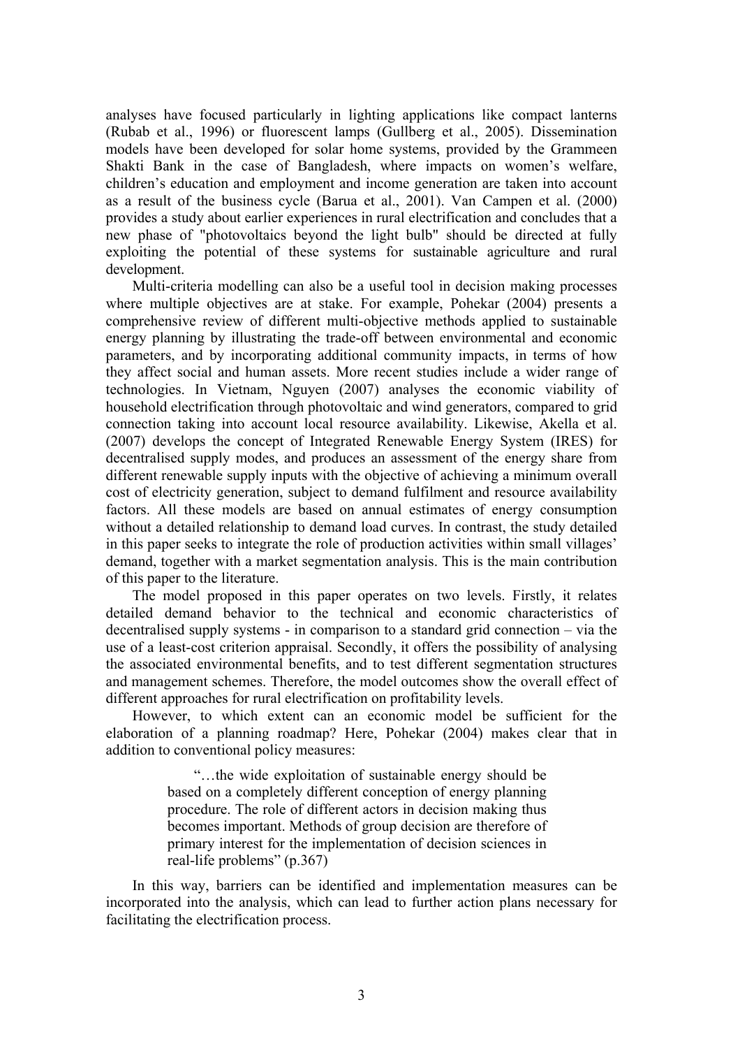analyses have focused particularly in lighting applications like compact lanterns (Rubab et al., 1996) or fluorescent lamps (Gullberg et al., 2005). Dissemination models have been developed for solar home systems, provided by the Grammeen Shakti Bank in the case of Bangladesh, where impacts on women's welfare, children's education and employment and income generation are taken into account as a result of the business cycle (Barua et al., 2001). Van Campen et al. (2000) provides a study about earlier experiences in rural electrification and concludes that a new phase of "photovoltaics beyond the light bulb" should be directed at fully exploiting the potential of these systems for sustainable agriculture and rural development.

Multi-criteria modelling can also be a useful tool in decision making processes where multiple objectives are at stake. For example, Pohekar (2004) presents a comprehensive review of different multi-objective methods applied to sustainable energy planning by illustrating the trade-off between environmental and economic parameters, and by incorporating additional community impacts, in terms of how they affect social and human assets. More recent studies include a wider range of technologies. In Vietnam, Nguyen (2007) analyses the economic viability of household electrification through photovoltaic and wind generators, compared to grid connection taking into account local resource availability. Likewise, Akella et al. (2007) develops the concept of Integrated Renewable Energy System (IRES) for decentralised supply modes, and produces an assessment of the energy share from different renewable supply inputs with the objective of achieving a minimum overall cost of electricity generation, subject to demand fulfilment and resource availability factors. All these models are based on annual estimates of energy consumption without a detailed relationship to demand load curves. In contrast, the study detailed in this paper seeks to integrate the role of production activities within small villages' demand, together with a market segmentation analysis. This is the main contribution of this paper to the literature.

The model proposed in this paper operates on two levels. Firstly, it relates detailed demand behavior to the technical and economic characteristics of decentralised supply systems - in comparison to a standard grid connection – via the use of a least-cost criterion appraisal. Secondly, it offers the possibility of analysing the associated environmental benefits, and to test different segmentation structures and management schemes. Therefore, the model outcomes show the overall effect of different approaches for rural electrification on profitability levels.

However, to which extent can an economic model be sufficient for the elaboration of a planning roadmap? Here, Pohekar (2004) makes clear that in addition to conventional policy measures:

> "…the wide exploitation of sustainable energy should be based on a completely different conception of energy planning procedure. The role of different actors in decision making thus becomes important. Methods of group decision are therefore of primary interest for the implementation of decision sciences in real-life problems" (p.367)

In this way, barriers can be identified and implementation measures can be incorporated into the analysis, which can lead to further action plans necessary for facilitating the electrification process.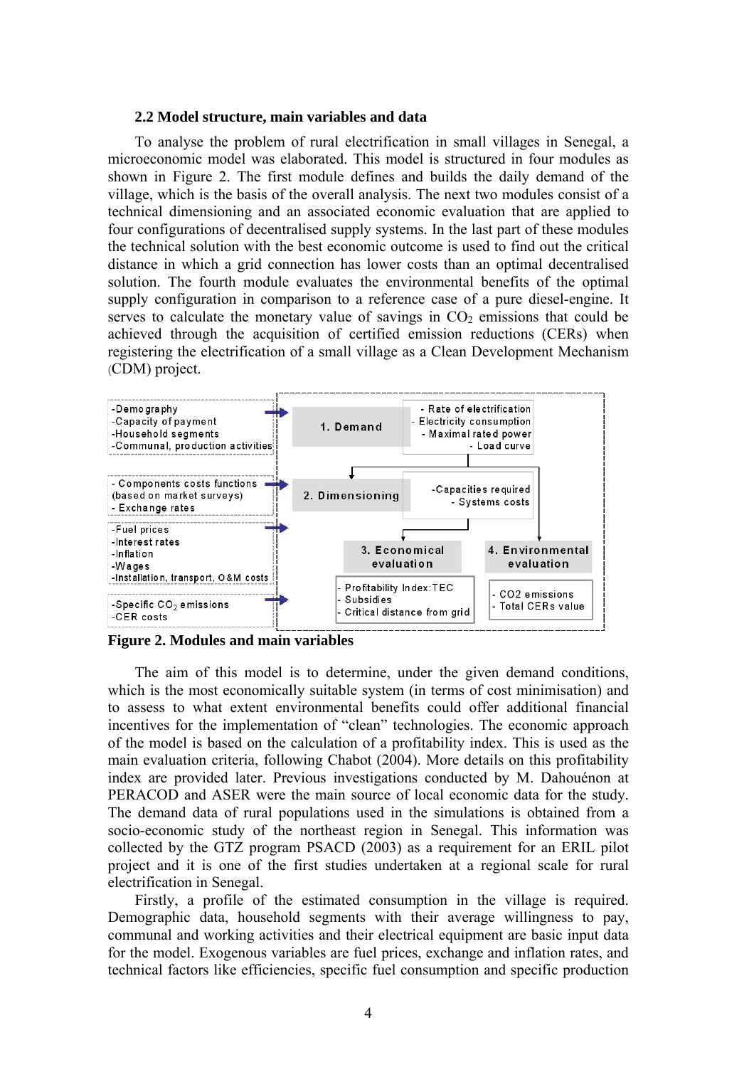### 2.2 Model structure, main variables and data

To analyse the problem of rural electrification in small villages in Senegal, a microeconomic model was elaborated. This model is structured in four modules as shown in Figure 2. The first module defines and builds the daily demand of the village, which is the basis of the overall analysis. The next two modules consist of a technical dimensioning and an associated economic evaluation that are applied to four configurations of decentralised supply systems. In the last part of these modules the technical solution with the best economic outcome is used to find out the critical distance in which a grid connection has lower costs than an optimal decentralised solution. The fourth module evaluates the environmental benefits of the optimal supply configuration in comparison to a reference case of a pure diesel-engine. It serves to calculate the monetary value of savings in $CO_2$ emissions that could be achieved through the acquisition of certified emission reductions (CERs) when registering the electrification of a small village as a Clean Development Mechanism (CDM) project.

-Demography
-Capacity of payment
-Household segments
-Communal, production activities

1. Demand

- Rate of electrification
- Electricity consumption
- Maximal rated power
- Load curve

- Components costs functions (based on market surveys)
- Exchange rates

2. Dimensioning

-Capacities required
- Systems costs

-Fuel prices
-Interest rates
-Inflation
-Wages
-Installation, transport, O&M costs

3. Economical evaluation

- Profitability Index:TEC
- Subsidies
- Critical distance from grid

4. Environmental evaluation

- CO2 emissions
- Total CERs value

-Specific $CO_2$ emissions
-CER costs

**Figure 2. Modules and main variables**

The aim of this model is to determine, under the given demand conditions, which is the most economically suitable system (in terms of cost minimisation) and to assess to what extent environmental benefits could offer additional financial incentives for the implementation of "clean" technologies. The economic approach of the model is based on the calculation of a profitability index. This is used as the main evaluation criteria, following Chabot (2004). More details on this profitability index are provided later. Previous investigations conducted by M. Dahouénon at PERACOD and ASER were the main source of local economic data for the study. The demand data of rural populations used in the simulations is obtained from a socio-economic study of the northeast region in Senegal. This information was collected by the GTZ program PSACD (2003) as a requirement for an ERIL pilot project and it is one of the first studies undertaken at a regional scale for rural electrification in Senegal.

Firstly, a profile of the estimated consumption in the village is required. Demographic data, household segments with their average willingness to pay, communal and working activities and their electrical equipment are basic input data for the model. Exogenous variables are fuel prices, exchange and inflation rates, and technical factors like efficiencies, specific fuel consumption and specific production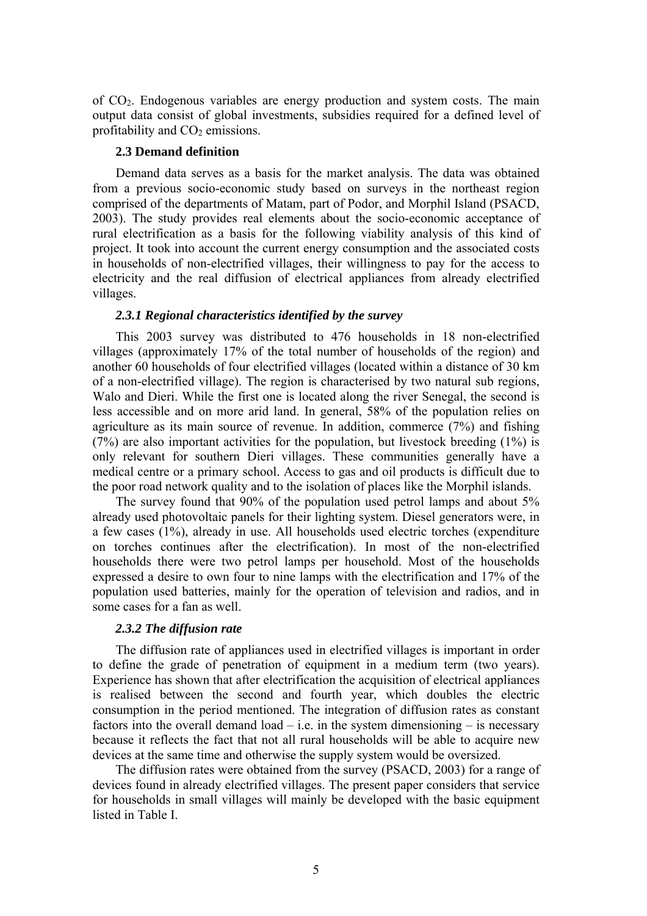of $CO_2$. Endogenous variables are energy production and system costs. The main output data consist of global investments, subsidies required for a defined level of profitability and $CO_2$ emissions.

### 2.3 Demand definition

Demand data serves as a basis for the market analysis. The data was obtained from a previous socio-economic study based on surveys in the northeast region comprised of the departments of Matam, part of Podor, and Morphil Island (PSACD, 2003). The study provides real elements about the socio-economic acceptance of rural electrification as a basis for the following viability analysis of this kind of project. It took into account the current energy consumption and the associated costs in households of non-electrified villages, their willingness to pay for the access to electricity and the real diffusion of electrical appliances from already electrified villages.

#### *2.3.1 Regional characteristics identified by the survey*

This 2003 survey was distributed to 476 households in 18 non-electrified villages (approximately 17% of the total number of households of the region) and another 60 households of four electrified villages (located within a distance of 30 km of a non-electrified village). The region is characterised by two natural sub regions, Walo and Dieri. While the first one is located along the river Senegal, the second is less accessible and on more arid land. In general, 58% of the population relies on agriculture as its main source of revenue. In addition, commerce (7%) and fishing (7%) are also important activities for the population, but livestock breeding (1%) is only relevant for southern Dieri villages. These communities generally have a medical centre or a primary school. Access to gas and oil products is difficult due to the poor road network quality and to the isolation of places like the Morphil islands.

The survey found that 90% of the population used petrol lamps and about 5% already used photovoltaic panels for their lighting system. Diesel generators were, in a few cases (1%), already in use. All households used electric torches (expenditure on torches continues after the electrification). In most of the non-electrified households there were two petrol lamps per household. Most of the households expressed a desire to own four to nine lamps with the electrification and 17% of the population used batteries, mainly for the operation of television and radios, and in some cases for a fan as well.

#### *2.3.2 The diffusion rate*

The diffusion rate of appliances used in electrified villages is important in order to define the grade of penetration of equipment in a medium term (two years). Experience has shown that after electrification the acquisition of electrical appliances is realised between the second and fourth year, which doubles the electric consumption in the period mentioned. The integration of diffusion rates as constant factors into the overall demand load – i.e. in the system dimensioning – is necessary because it reflects the fact that not all rural households will be able to acquire new devices at the same time and otherwise the supply system would be oversized.

The diffusion rates were obtained from the survey (PSACD, 2003) for a range of devices found in already electrified villages. The present paper considers that service for households in small villages will mainly be developed with the basic equipment listed in Table I.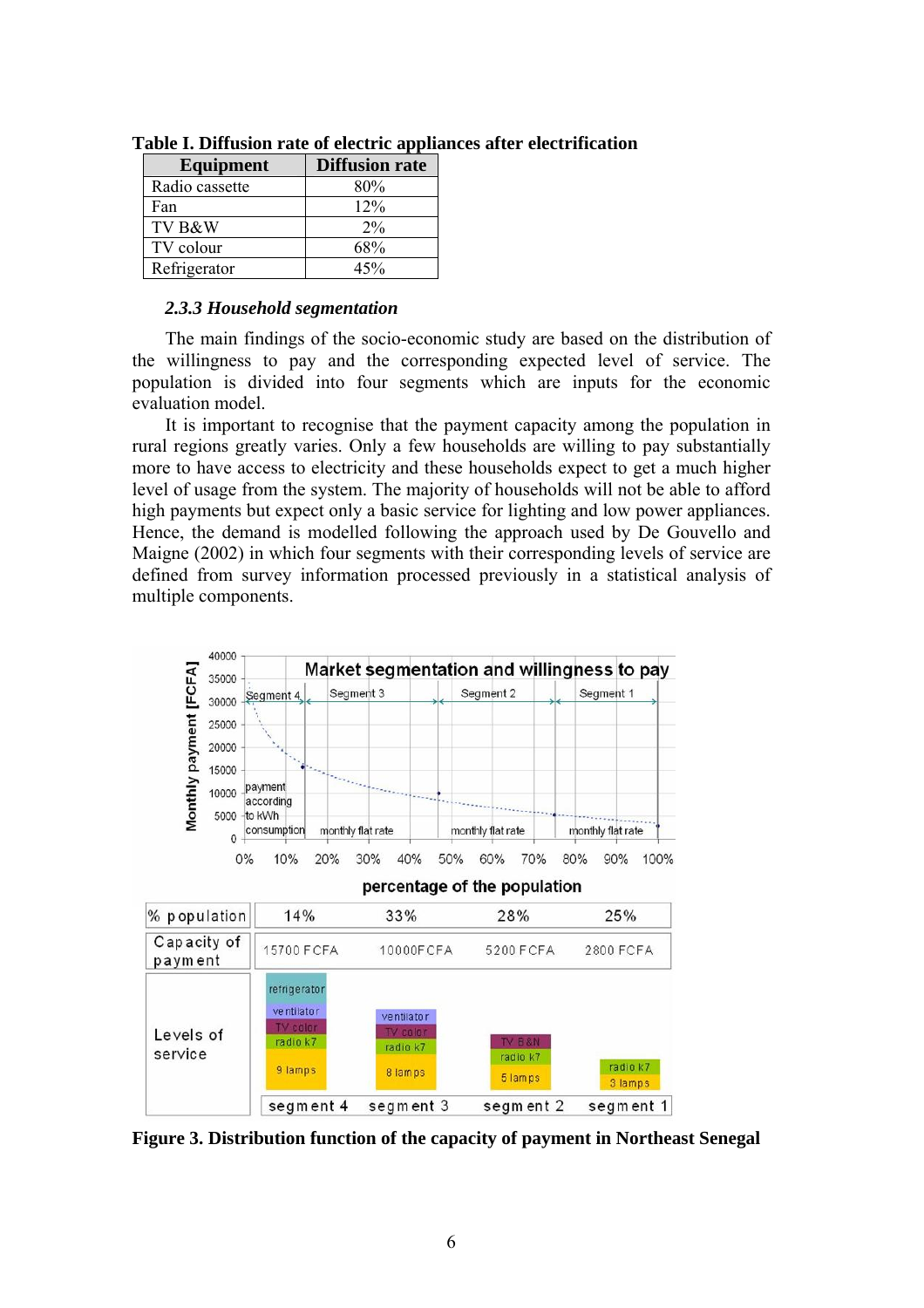**Table I. Diffusion rate of electric appliances after electrification**

| Equipment | Diffusion rate |
|---|---|
| Radio cassette | 80% |
| Fan | 12% |
| TV B&W | 2% |
| TV colour | 68% |
| Refrigerator | 45% |

### *2.3.3 Household segmentation*

The main findings of the socio-economic study are based on the distribution of the willingness to pay and the corresponding expected level of service. The population is divided into four segments which are inputs for the economic evaluation model.

It is important to recognise that the payment capacity among the population in rural regions greatly varies. Only a few households are willing to pay substantially more to have access to electricity and these households expect to get a much higher level of usage from the system. The majority of households will not be able to afford high payments but expect only a basic service for lighting and low power appliances. Hence, the demand is modelled following the approach used by De Gouvello and Maigne (2002) in which four segments with their corresponding levels of service are defined from survey information processed previously in a statistical analysis of multiple components.

| | segment 4 | segment 3 | segment 2 | segment 1 |
|---|---|---|---|---|
| % population | 14% | 33% | 28% | 25% |
| Capacity of payment | 15700 FCFA | 10000FCFA | 5200 FCFA | 2800 FCFA |
| Levels of service | refrigerator, ventilator, TV color, radio k7, 9 lamps | ventilator, TV color, radio k7, 8 lamps | TV B&N, radio k7, 5 lamps | radio k7, 3 lamps |

**Figure 3. Distribution function of the capacity of payment in Northeast Senegal**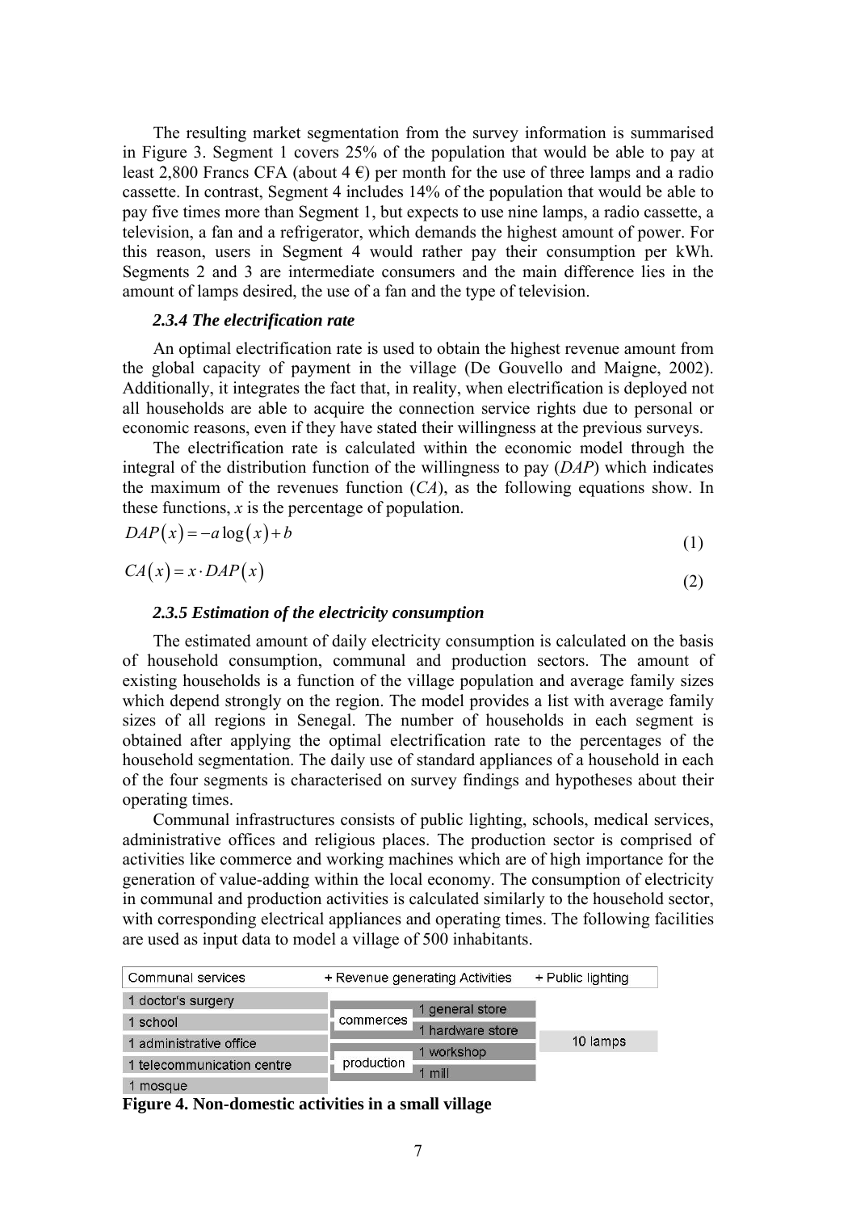The resulting market segmentation from the survey information is summarised in Figure 3. Segment 1 covers 25% of the population that would be able to pay at least 2,800 Francs CFA (about 4 €) per month for the use of three lamps and a radio cassette. In contrast, Segment 4 includes 14% of the population that would be able to pay five times more than Segment 1, but expects to use nine lamps, a radio cassette, a television, a fan and a refrigerator, which demands the highest amount of power. For this reason, users in Segment 4 would rather pay their consumption per kWh. Segments 2 and 3 are intermediate consumers and the main difference lies in the amount of lamps desired, the use of a fan and the type of television.

### *2.3.4 The electrification rate*

An optimal electrification rate is used to obtain the highest revenue amount from the global capacity of payment in the village (De Gouvello and Maigne, 2002). Additionally, it integrates the fact that, in reality, when electrification is deployed not all households are able to acquire the connection service rights due to personal or economic reasons, even if they have stated their willingness at the previous surveys.

The electrification rate is calculated within the economic model through the integral of the distribution function of the willingness to pay (*DAP*) which indicates the maximum of the revenues function (*CA*), as the following equations show. In these functions, *x* is the percentage of population.

$$DAP(x) = -a\log(x) + b \tag{1}$$

$$CA(x) = x \cdot DAP(x) \tag{2}$$

### *2.3.5 Estimation of the electricity consumption*

The estimated amount of daily electricity consumption is calculated on the basis of household consumption, communal and production sectors. The amount of existing households is a function of the village population and average family sizes which depend strongly on the region. The model provides a list with average family sizes of all regions in Senegal. The number of households in each segment is obtained after applying the optimal electrification rate to the percentages of the household segmentation. The daily use of standard appliances of a household in each of the four segments is characterised on survey findings and hypotheses about their operating times.

Communal infrastructures consists of public lighting, schools, medical services, administrative offices and religious places. The production sector is comprised of activities like commerce and working machines which are of high importance for the generation of value-adding within the local economy. The consumption of electricity in communal and production activities is calculated similarly to the household sector, with corresponding electrical appliances and operating times. The following facilities are used as input data to model a village of 500 inhabitants.

| Communal services | + Revenue generating Activities | | + Public lighting |
|---|---|---|---|
| 1 doctor's surgery | commerces | 1 general store | 10 lamps |
| 1 school | | 1 hardware store | |
| 1 administrative office | production | 1 workshop | |
| 1 telecommunication centre | | 1 mill | |
| 1 mosque | | | |

**Figure 4. Non-domestic activities in a small village**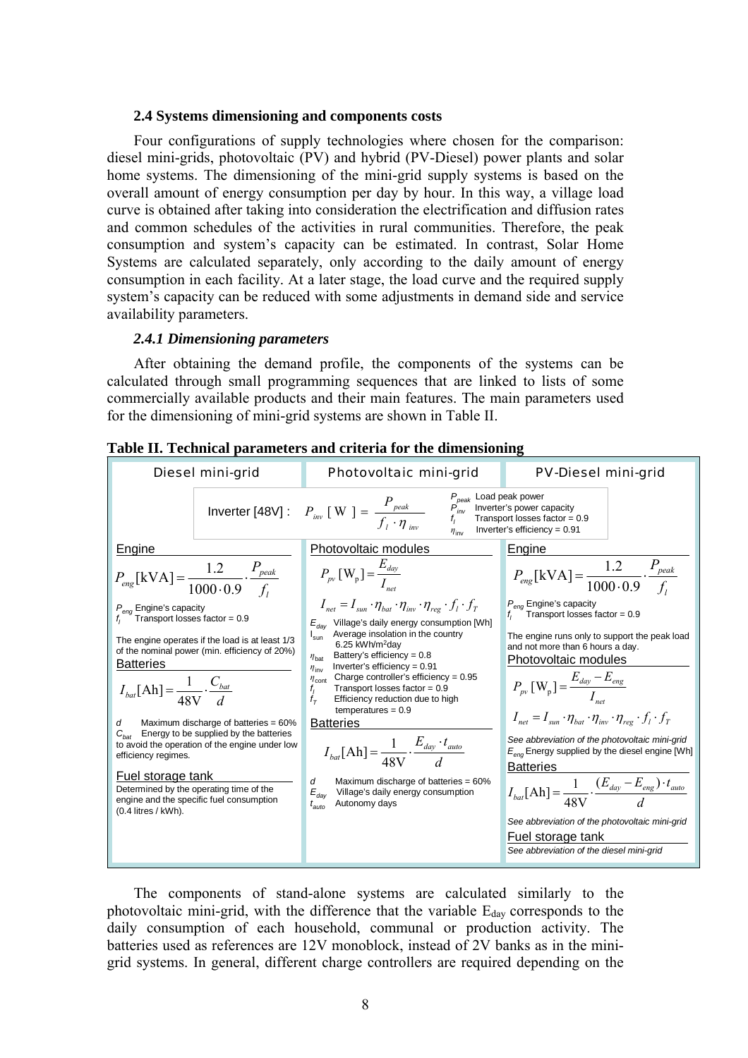### 2.4 Systems dimensioning and components costs

Four configurations of supply technologies where chosen for the comparison: diesel mini-grids, photovoltaic (PV) and hybrid (PV-Diesel) power plants and solar home systems. The dimensioning of the mini-grid supply systems is based on the overall amount of energy consumption per day by hour. In this way, a village load curve is obtained after taking into consideration the electrification and diffusion rates and common schedules of the activities in rural communities. Therefore, the peak consumption and system's capacity can be estimated. In contrast, Solar Home Systems are calculated separately, only according to the daily amount of energy consumption in each facility. At a later stage, the load curve and the required supply system's capacity can be reduced with some adjustments in demand side and service availability parameters.

#### *2.4.1 Dimensioning parameters*

After obtaining the demand profile, the components of the systems can be calculated through small programming sequences that are linked to lists of some commercially available products and their main features. The main parameters used for the dimensioning of mini-grid systems are shown in Table II.

**Table II. Technical parameters and criteria for the dimensioning**

| Diesel mini-grid | Photovoltaic mini-grid | PV-Diesel mini-grid |
|---|---|---|
| Inverter [48V]: $P_{inv}\,[\mathrm{W}] = \dfrac{P_{peak}}{f_l \cdot \eta_{inv}}$ — $P_{peak}$ Load peak power; $P_{inv}$ Inverter's power capacity; $f_l$ Transport losses factor = 0.9; $\eta_{inv}$ Inverter's efficiency = 0.91 | | |
| **Engine**<br>$P_{eng}[\mathrm{kVA}] = \dfrac{1.2}{1000 \cdot 0.9} \cdot \dfrac{P_{peak}}{f_l}$<br>$P_{eng}$ Engine's capacity<br>$f_l$ Transport losses factor = 0.9<br>The engine operates if the load is at least 1/3 of the nominal power (min. efficiency of 20%) | **Photovoltaic modules**<br>$P_{pv}[\mathrm{W_p}] = \dfrac{E_{day}}{I_{net}}$<br>$I_{net} = I_{sun} \cdot \eta_{bat} \cdot \eta_{inv} \cdot \eta_{reg} \cdot f_l \cdot f_T$<br>$E_{day}$ Village's daily energy consumption [Wh]<br>$I_{sun}$ Average insolation in the country 6.25 kWh/m$^2$day<br>$\eta_{bat}$ Battery's efficiency = 0.8<br>$\eta_{inv}$ Inverter's efficiency = 0.91<br>$\eta_{cont}$ Charge controller's efficiency = 0.95<br>$f_l$ Transport losses factor = 0.9<br>$f_T$ Efficiency reduction due to high temperatures = 0.9 | **Engine**<br>$P_{eng}[\mathrm{kVA}] = \dfrac{1.2}{1000 \cdot 0.9} \cdot \dfrac{P_{peak}}{f_l}$<br>$P_{eng}$ Engine's capacity<br>$f_l$ Transport losses factor = 0.9<br>The engine runs only to support the peak load and not more than 6 hours a day. |
| **Batteries**<br>$I_{bat}[\mathrm{Ah}] = \dfrac{1}{48\mathrm{V}} \cdot \dfrac{C_{bat}}{d}$<br>$d$ Maximum discharge of batteries = 60%<br>$C_{bat}$ Energy to be supplied by the batteries to avoid the operation of the engine under low efficiency regimes. | **Batteries**<br>$I_{bat}[\mathrm{Ah}] = \dfrac{1}{48\mathrm{V}} \cdot \dfrac{E_{day} \cdot t_{auto}}{d}$<br>$d$ Maximum discharge of batteries = 60%<br>$E_{day}$ Village's daily energy consumption<br>$t_{auto}$ Autonomy days | **Photovoltaic modules**<br>$P_{pv}\,[\mathrm{W_p}] = \dfrac{E_{day} - E_{eng}}{I_{net}}$<br>$I_{net} = I_{sun} \cdot \eta_{bat} \cdot \eta_{inv} \cdot \eta_{reg} \cdot f_l \cdot f_T$<br>See abbreviation of the photovoltaic mini-grid<br>$E_{eng}$ Energy supplied by the diesel engine [Wh] |
| **Fuel storage tank**<br>Determined by the operating time of the engine and the specific fuel consumption (0.4 litres / kWh). | | **Batteries**<br>$I_{bat}[\mathrm{Ah}] = \dfrac{1}{48\mathrm{V}} \cdot \dfrac{(E_{day} - E_{eng}) \cdot t_{auto}}{d}$<br>See abbreviation of the photovoltaic mini-grid<br>**Fuel storage tank**<br>See abbreviation of the diesel mini-grid |

The components of stand-alone systems are calculated similarly to the photovoltaic mini-grid, with the difference that the variable $E_{day}$ corresponds to the daily consumption of each household, communal or production activity. The batteries used as references are 12V monoblock, instead of 2V banks as in the mini-grid systems. In general, different charge controllers are required depending on the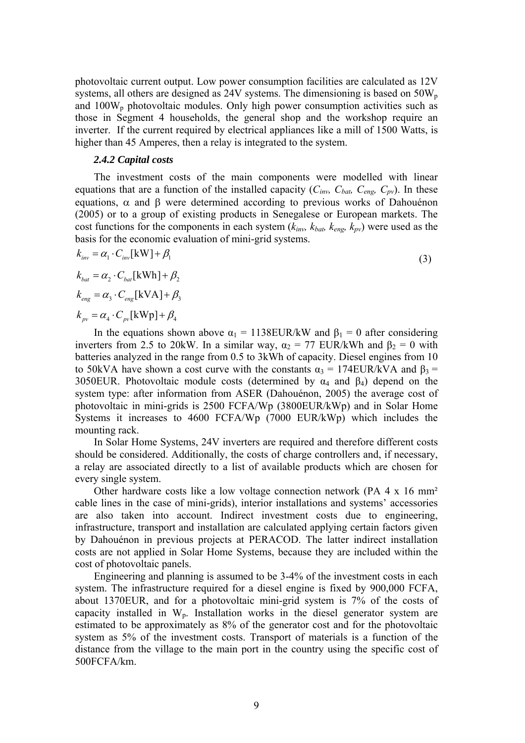photovoltaic current output. Low power consumption facilities are calculated as 12V systems, all others are designed as 24V systems. The dimensioning is based on $50W_p$ and $100W_p$ photovoltaic modules. Only high power consumption activities such as those in Segment 4 households, the general shop and the workshop require an inverter. If the current required by electrical appliances like a mill of 1500 Watts, is higher than 45 Amperes, then a relay is integrated to the system.

### *2.4.2 Capital costs*

The investment costs of the main components were modelled with linear equations that are a function of the installed capacity ($C_{inv}$, $C_{bat}$, $C_{eng}$, $C_{pv}$). In these equations, $\alpha$ and $\beta$ were determined according to previous works of Dahouénon (2005) or to a group of existing products in Senegalese or European markets. The cost functions for the components in each system ($k_{inv}$, $k_{bat}$, $k_{eng}$, $k_{pv}$) were used as the basis for the economic evaluation of mini-grid systems.

$$
\begin{aligned}
k_{inv} &= \alpha_1 \cdot C_{inv}[\text{kW}] + \beta_1 \\
k_{bat} &= \alpha_2 \cdot C_{bat}[\text{kWh}] + \beta_2 \\
k_{eng} &= \alpha_3 \cdot C_{eng}[\text{kVA}] + \beta_3 \\
k_{pv} &= \alpha_4 \cdot C_{pv}[\text{kWp}] + \beta_4
\end{aligned}
\tag{3}
$$

In the equations shown above $\alpha_1$ = 1138EUR/kW and $\beta_1$ = 0 after considering inverters from 2.5 to 20kW. In a similar way, $\alpha_2$ = 77 EUR/kWh and $\beta_2$ = 0 with batteries analyzed in the range from 0.5 to 3kWh of capacity. Diesel engines from 10 to 50kVA have shown a cost curve with the constants $\alpha_3$ = 174EUR/kVA and $\beta_3$ = 3050EUR. Photovoltaic module costs (determined by $\alpha_4$ and $\beta_4$) depend on the system type: after information from ASER (Dahouénon, 2005) the average cost of photovoltaic in mini-grids is 2500 FCFA/Wp (3800EUR/kWp) and in Solar Home Systems it increases to 4600 FCFA/Wp (7000 EUR/kWp) which includes the mounting rack.

In Solar Home Systems, 24V inverters are required and therefore different costs should be considered. Additionally, the costs of charge controllers and, if necessary, a relay are associated directly to a list of available products which are chosen for every single system.

Other hardware costs like a low voltage connection network (PA 4 x 16 mm² cable lines in the case of mini-grids), interior installations and systems' accessories are also taken into account. Indirect investment costs due to engineering, infrastructure, transport and installation are calculated applying certain factors given by Dahouénon in previous projects at PERACOD. The latter indirect installation costs are not applied in Solar Home Systems, because they are included within the cost of photovoltaic panels.

Engineering and planning is assumed to be 3-4% of the investment costs in each system. The infrastructure required for a diesel engine is fixed by 900,000 FCFA, about 1370EUR, and for a photovoltaic mini-grid system is 7% of the costs of capacity installed in $W_p$. Installation works in the diesel generator system are estimated to be approximately as 8% of the generator cost and for the photovoltaic system as 5% of the investment costs. Transport of materials is a function of the distance from the village to the main port in the country using the specific cost of 500FCFA/km.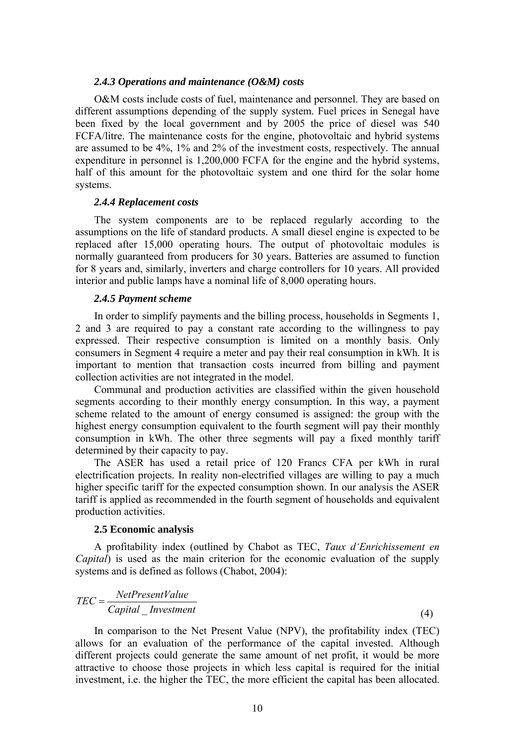#### *2.4.3 Operations and maintenance (O&M) costs*

O&M costs include costs of fuel, maintenance and personnel. They are based on different assumptions depending of the supply system. Fuel prices in Senegal have been fixed by the local government and by 2005 the price of diesel was 540 FCFA/litre. The maintenance costs for the engine, photovoltaic and hybrid systems are assumed to be 4%, 1% and 2% of the investment costs, respectively. The annual expenditure in personnel is 1,200,000 FCFA for the engine and the hybrid systems, half of this amount for the photovoltaic system and one third for the solar home systems.

#### *2.4.4 Replacement costs*

The system components are to be replaced regularly according to the assumptions on the life of standard products. A small diesel engine is expected to be replaced after 15,000 operating hours. The output of photovoltaic modules is normally guaranteed from producers for 30 years. Batteries are assumed to function for 8 years and, similarly, inverters and charge controllers for 10 years. All provided interior and public lamps have a nominal life of 8,000 operating hours.

#### *2.4.5 Payment scheme*

In order to simplify payments and the billing process, households in Segments 1, 2 and 3 are required to pay a constant rate according to the willingness to pay expressed. Their respective consumption is limited on a monthly basis. Only consumers in Segment 4 require a meter and pay their real consumption in kWh. It is important to mention that transaction costs incurred from billing and payment collection activities are not integrated in the model.

Communal and production activities are classified within the given household segments according to their monthly energy consumption. In this way, a payment scheme related to the amount of energy consumed is assigned: the group with the highest energy consumption equivalent to the fourth segment will pay their monthly consumption in kWh. The other three segments will pay a fixed monthly tariff determined by their capacity to pay.

The ASER has used a retail price of 120 Francs CFA per kWh in rural electrification projects. In reality non-electrified villages are willing to pay a much higher specific tariff for the expected consumption shown. In our analysis the ASER tariff is applied as recommended in the fourth segment of households and equivalent production activities.

### 2.5 Economic analysis

A profitability index (outlined by Chabot as TEC, *Taux d'Enrichissement en Capital*) is used as the main criterion for the economic evaluation of the supply systems and is defined as follows (Chabot, 2004):

$$TEC = \frac{NetPresentValue}{Capital\_Investment} \tag{4}$$

In comparison to the Net Present Value (NPV), the profitability index (TEC) allows for an evaluation of the performance of the capital invested. Although different projects could generate the same amount of net profit, it would be more attractive to choose those projects in which less capital is required for the initial investment, i.e. the higher the TEC, the more efficient the capital has been allocated.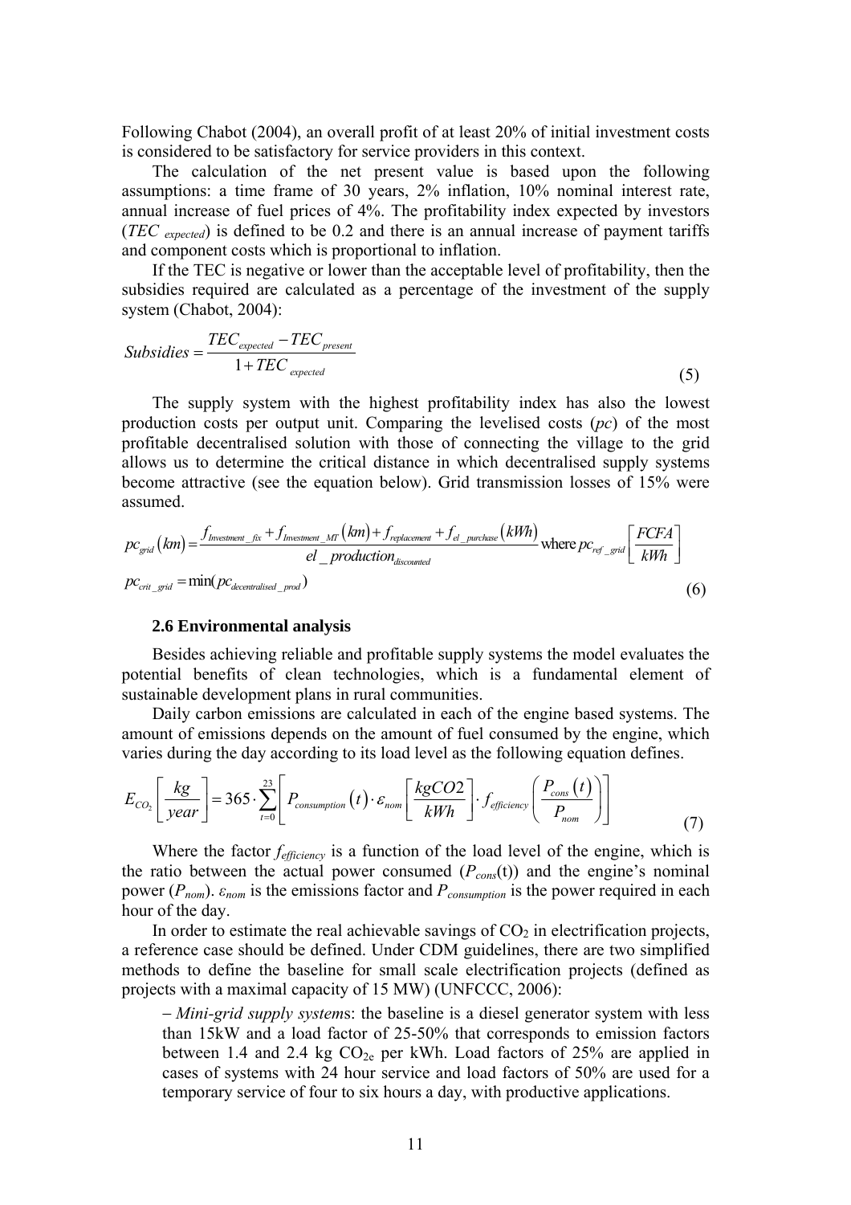Following Chabot (2004), an overall profit of at least 20% of initial investment costs is considered to be satisfactory for service providers in this context.

The calculation of the net present value is based upon the following assumptions: a time frame of 30 years, 2% inflation, 10% nominal interest rate, annual increase of fuel prices of 4%. The profitability index expected by investors ($TEC_{expected}$) is defined to be 0.2 and there is an annual increase of payment tariffs and component costs which is proportional to inflation.

If the TEC is negative or lower than the acceptable level of profitability, then the subsidies required are calculated as a percentage of the investment of the supply system (Chabot, 2004):

$$Subsidies = \frac{TEC_{expected} - TEC_{present}}{1 + TEC_{expected}} \tag{5}$$

The supply system with the highest profitability index has also the lowest production costs per output unit. Comparing the levelised costs (*pc*) of the most profitable decentralised solution with those of connecting the village to the grid allows us to determine the critical distance in which decentralised supply systems become attractive (see the equation below). Grid transmission losses of 15% were assumed.

$$pc_{grid}(km) = \frac{f_{Investment\_fix} + f_{Investment\_MT}(km) + f_{replacement} + f_{el\_purchase}(kWh)}{el\_production_{discounted}} \text{ where } pc_{ref\_grid}\left[\frac{FCFA}{kWh}\right]$$
$$pc_{crit\_grid} = \min(pc_{decentralised\_prod}) \tag{6}$$

### 2.6 Environmental analysis

Besides achieving reliable and profitable supply systems the model evaluates the potential benefits of clean technologies, which is a fundamental element of sustainable development plans in rural communities.

Daily carbon emissions are calculated in each of the engine based systems. The amount of emissions depends on the amount of fuel consumed by the engine, which varies during the day according to its load level as the following equation defines.

$$E_{CO_2}\left[\frac{kg}{year}\right] = 365 \cdot \sum_{t=0}^{23}\left[P_{consumption}(t) \cdot \varepsilon_{nom}\left[\frac{kgCO2}{kWh}\right] \cdot f_{efficiency}\left(\frac{P_{cons}(t)}{P_{nom}}\right)\right] \tag{7}$$

Where the factor $f_{efficiency}$ is a function of the load level of the engine, which is the ratio between the actual power consumed ($P_{cons}(t)$) and the engine's nominal power ($P_{nom}$). $\varepsilon_{nom}$ is the emissions factor and $P_{consumption}$ is the power required in each hour of the day.

In order to estimate the real achievable savings of $CO_2$ in electrification projects, a reference case should be defined. Under CDM guidelines, there are two simplified methods to define the baseline for small scale electrification projects (defined as projects with a maximal capacity of 15 MW) (UNFCCC, 2006):

– *Mini-grid supply system*s: the baseline is a diesel generator system with less than 15kW and a load factor of 25-50% that corresponds to emission factors between 1.4 and 2.4 kg $CO_{2e}$ per kWh. Load factors of 25% are applied in cases of systems with 24 hour service and load factors of 50% are used for a temporary service of four to six hours a day, with productive applications.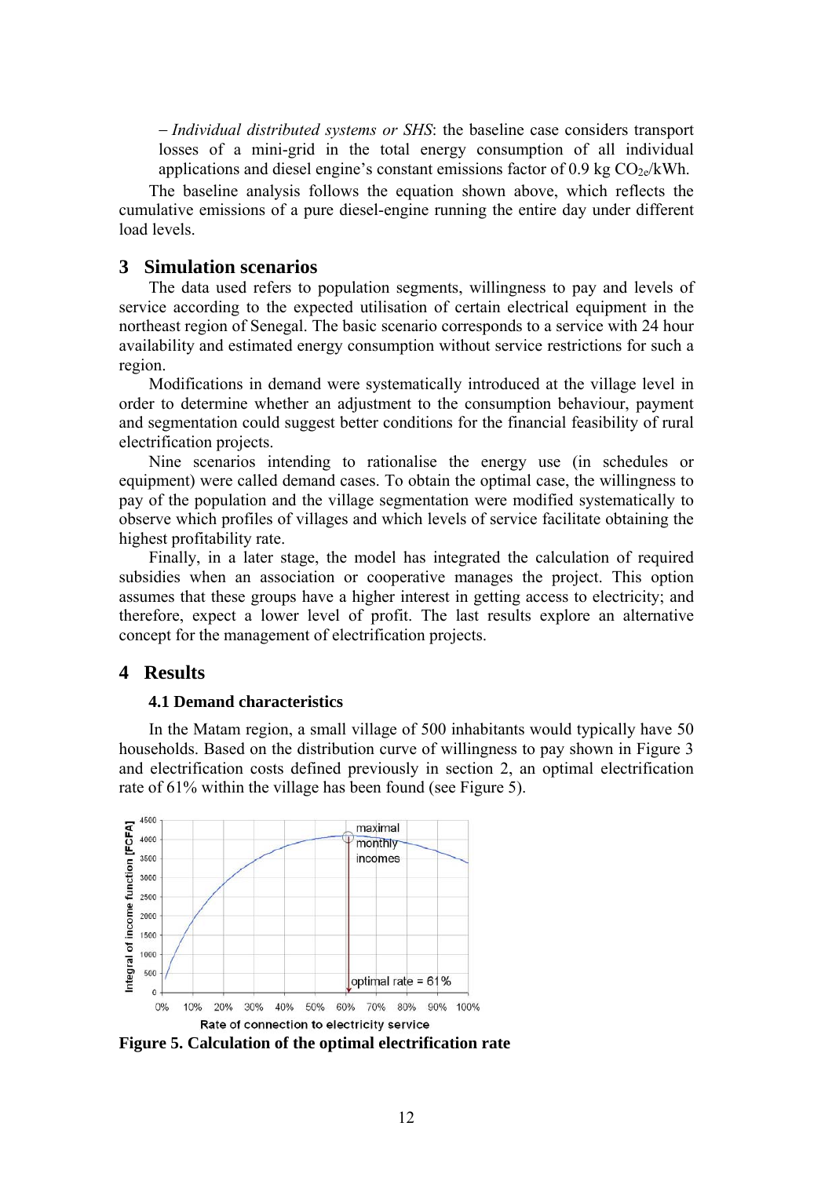– *Individual distributed systems or SHS*: the baseline case considers transport losses of a mini-grid in the total energy consumption of all individual applications and diesel engine's constant emissions factor of 0.9 kg $CO_{2e}$/kWh.

The baseline analysis follows the equation shown above, which reflects the cumulative emissions of a pure diesel-engine running the entire day under different load levels.

## 3 Simulation scenarios

The data used refers to population segments, willingness to pay and levels of service according to the expected utilisation of certain electrical equipment in the northeast region of Senegal. The basic scenario corresponds to a service with 24 hour availability and estimated energy consumption without service restrictions for such a region.

Modifications in demand were systematically introduced at the village level in order to determine whether an adjustment to the consumption behaviour, payment and segmentation could suggest better conditions for the financial feasibility of rural electrification projects.

Nine scenarios intending to rationalise the energy use (in schedules or equipment) were called demand cases. To obtain the optimal case, the willingness to pay of the population and the village segmentation were modified systematically to observe which profiles of villages and which levels of service facilitate obtaining the highest profitability rate.

Finally, in a later stage, the model has integrated the calculation of required subsidies when an association or cooperative manages the project. This option assumes that these groups have a higher interest in getting access to electricity; and therefore, expect a lower level of profit. The last results explore an alternative concept for the management of electrification projects.

## 4 Results

### 4.1 Demand characteristics

In the Matam region, a small village of 500 inhabitants would typically have 50 households. Based on the distribution curve of willingness to pay shown in Figure 3 and electrification costs defined previously in section 2, an optimal electrification rate of 61% within the village has been found (see Figure 5).

**Figure 5. Calculation of the optimal electrification rate**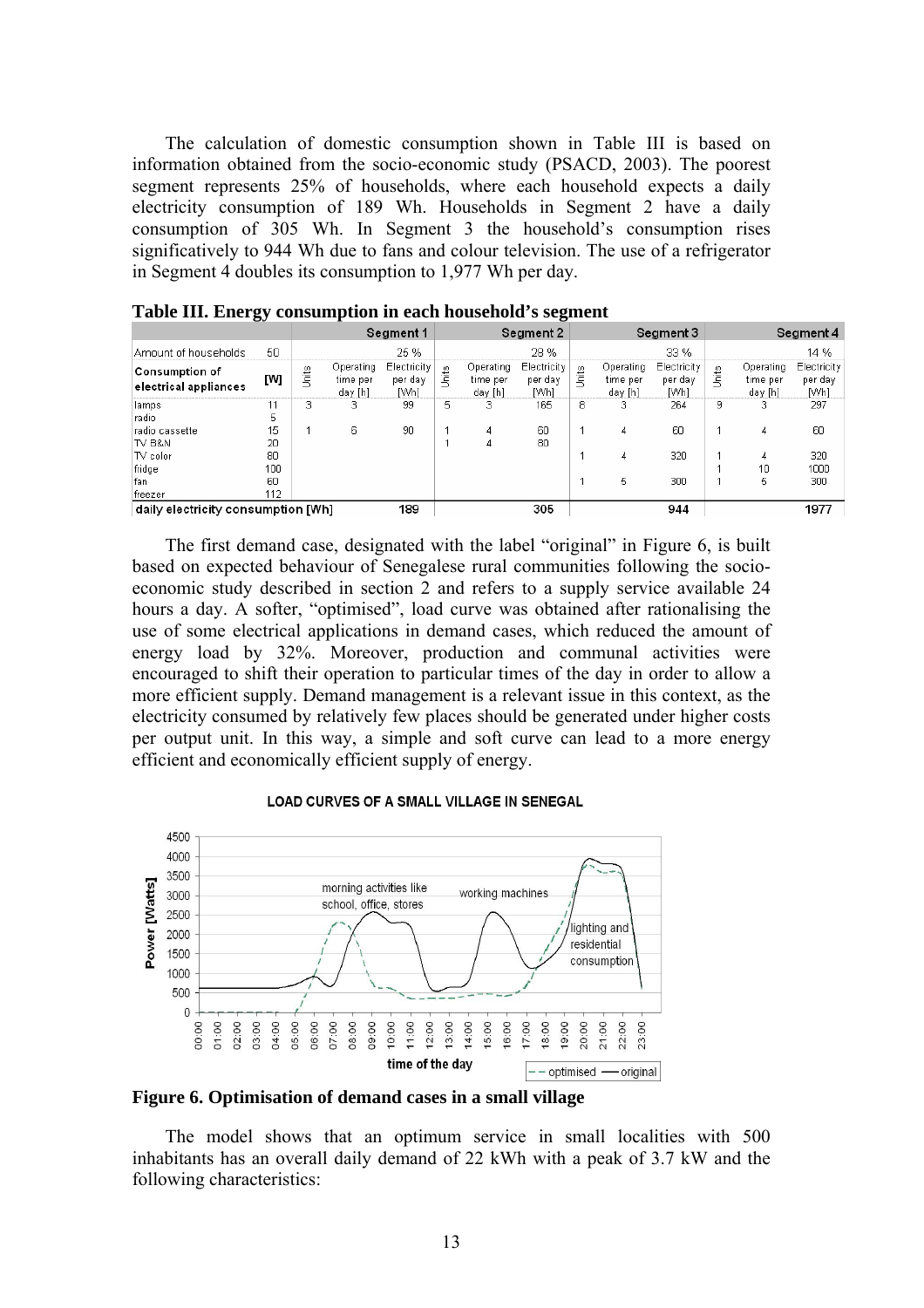The calculation of domestic consumption shown in Table III is based on information obtained from the socio-economic study (PSACD, 2003). The poorest segment represents 25% of households, where each household expects a daily electricity consumption of 189 Wh. Households in Segment 2 have a daily consumption of 305 Wh. In Segment 3 the household's consumption rises significatively to 944 Wh due to fans and colour television. The use of a refrigerator in Segment 4 doubles its consumption to 1,977 Wh per day.

**Table III. Energy consumption in each household's segment**

| | | Segment 1 | | | Segment 2 | | | Segment 3 | | | Segment 4 | | |
|---|---|---|---|---|---|---|---|---|---|---|---|---|---|
| Amount of households | 50 | | | 25 % | | | 28 % | | | 33 % | | | 14 % |
| **Consumption of electrical appliances** | **[W]** | Units | Operating time per day [h] | Electricity per day [Wh] | Units | Operating time per day [h] | Electricity per day [Wh] | Units | Operating time per day [h] | Electricity per day [Wh] | Units | Operating time per day [h] | Electricity per day [Wh] |
| lamps | 11 | 3 | 3 | 99 | 5 | 3 | 165 | 8 | 3 | 264 | 9 | 3 | 297 |
| radio | 5 | | | | | | | | | | | | |
| radio cassette | 15 | 1 | 6 | 90 | 1 | 4 | 60 | 1 | 4 | 60 | 1 | 4 | 60 |
| TV B&N | 20 | | | | 1 | 4 | 80 | | | | | | |
| TV color | 80 | | | | | | | 1 | 4 | 320 | 1 | 4 | 320 |
| fridge | 100 | | | | | | | | | | 1 | 10 | 1000 |
| fan | 60 | | | | | | | 1 | 5 | 300 | 1 | 5 | 300 |
| freezer | 112 | | | | | | | | | | | | |
| daily electricity consumption [Wh] | | | | 189 | | | 305 | | | 944 | | | 1977 |

The first demand case, designated with the label "original" in Figure 6, is built based on expected behaviour of Senegalese rural communities following the socio-economic study described in section 2 and refers to a supply service available 24 hours a day. A softer, "optimised", load curve was obtained after rationalising the use of some electrical applications in demand cases, which reduced the amount of energy load by 32%. Moreover, production and communal activities were encouraged to shift their operation to particular times of the day in order to allow a more efficient supply. Demand management is a relevant issue in this context, as the electricity consumed by relatively few places should be generated under higher costs per output unit. In this way, a simple and soft curve can lead to a more energy efficient and economically efficient supply of energy.

**Figure 6. Optimisation of demand cases in a small village**

The model shows that an optimum service in small localities with 500 inhabitants has an overall daily demand of 22 kWh with a peak of 3.7 kW and the following characteristics: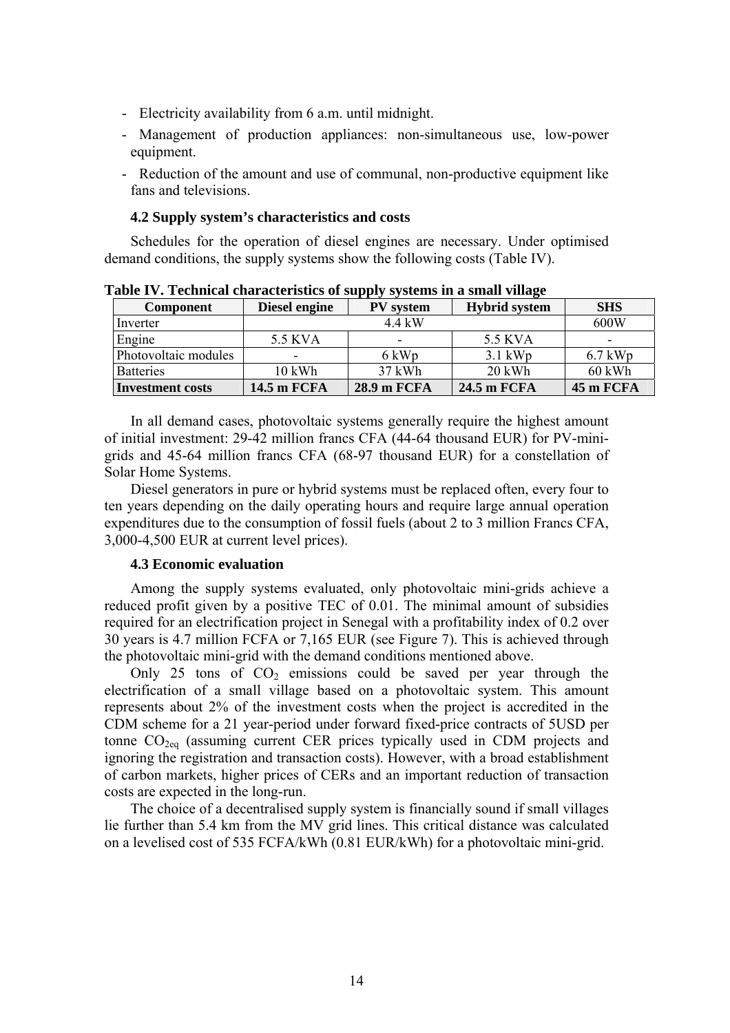- Electricity availability from 6 a.m. until midnight.
- Management of production appliances: non-simultaneous use, low-power equipment.
- Reduction of the amount and use of communal, non-productive equipment like fans and televisions.

### 4.2 Supply system's characteristics and costs

Schedules for the operation of diesel engines are necessary. Under optimised demand conditions, the supply systems show the following costs (Table IV).

**Table IV. Technical characteristics of supply systems in a small village**

| Component | Diesel engine | PV system | Hybrid system | SHS |
|---|---|---|---|---|
| Inverter | 4.4 kW | | | 600W |
| Engine | 5.5 KVA | - | 5.5 KVA | - |
| Photovoltaic modules | - | 6 kWp | 3.1 kWp | 6.7 kWp |
| Batteries | 10 kWh | 37 kWh | 20 kWh | 60 kWh |
| **Investment costs** | **14.5 m FCFA** | **28.9 m FCFA** | **24.5 m FCFA** | **45 m FCFA** |

In all demand cases, photovoltaic systems generally require the highest amount of initial investment: 29-42 million francs CFA (44-64 thousand EUR) for PV-mini-grids and 45-64 million francs CFA (68-97 thousand EUR) for a constellation of Solar Home Systems.

Diesel generators in pure or hybrid systems must be replaced often, every four to ten years depending on the daily operating hours and require large annual operation expenditures due to the consumption of fossil fuels (about 2 to 3 million Francs CFA, 3,000-4,500 EUR at current level prices).

### 4.3 Economic evaluation

Among the supply systems evaluated, only photovoltaic mini-grids achieve a reduced profit given by a positive TEC of 0.01. The minimal amount of subsidies required for an electrification project in Senegal with a profitability index of 0.2 over 30 years is 4.7 million FCFA or 7,165 EUR (see Figure 7). This is achieved through the photovoltaic mini-grid with the demand conditions mentioned above.

Only 25 tons of $CO_2$ emissions could be saved per year through the electrification of a small village based on a photovoltaic system. This amount represents about 2% of the investment costs when the project is accredited in the CDM scheme for a 21 year-period under forward fixed-price contracts of 5USD per tonne $CO_{2eq}$ (assuming current CER prices typically used in CDM projects and ignoring the registration and transaction costs). However, with a broad establishment of carbon markets, higher prices of CERs and an important reduction of transaction costs are expected in the long-run.

The choice of a decentralised supply system is financially sound if small villages lie further than 5.4 km from the MV grid lines. This critical distance was calculated on a levelised cost of 535 FCFA/kWh (0.81 EUR/kWh) for a photovoltaic mini-grid.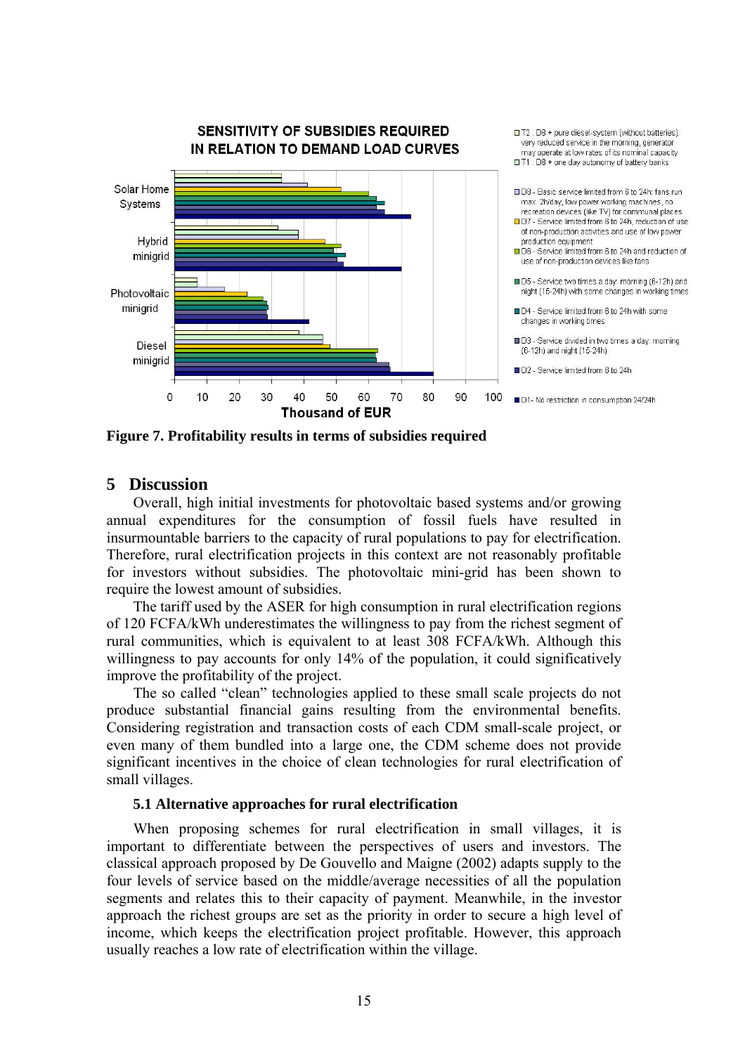**Figure 7. Profitability results in terms of subsidies required**

## 5 Discussion

Overall, high initial investments for photovoltaic based systems and/or growing annual expenditures for the consumption of fossil fuels have resulted in insurmountable barriers to the capacity of rural populations to pay for electrification. Therefore, rural electrification projects in this context are not reasonably profitable for investors without subsidies. The photovoltaic mini-grid has been shown to require the lowest amount of subsidies.

The tariff used by the ASER for high consumption in rural electrification regions of 120 FCFA/kWh underestimates the willingness to pay from the richest segment of rural communities, which is equivalent to at least 308 FCFA/kWh. Although this willingness to pay accounts for only 14% of the population, it could significatively improve the profitability of the project.

The so called "clean" technologies applied to these small scale projects do not produce substantial financial gains resulting from the environmental benefits. Considering registration and transaction costs of each CDM small-scale project, or even many of them bundled into a large one, the CDM scheme does not provide significant incentives in the choice of clean technologies for rural electrification of small villages.

### 5.1 Alternative approaches for rural electrification

When proposing schemes for rural electrification in small villages, it is important to differentiate between the perspectives of users and investors. The classical approach proposed by De Gouvello and Maigne (2002) adapts supply to the four levels of service based on the middle/average necessities of all the population segments and relates this to their capacity of payment. Meanwhile, in the investor approach the richest groups are set as the priority in order to secure a high level of income, which keeps the electrification project profitable. However, this approach usually reaches a low rate of electrification within the village.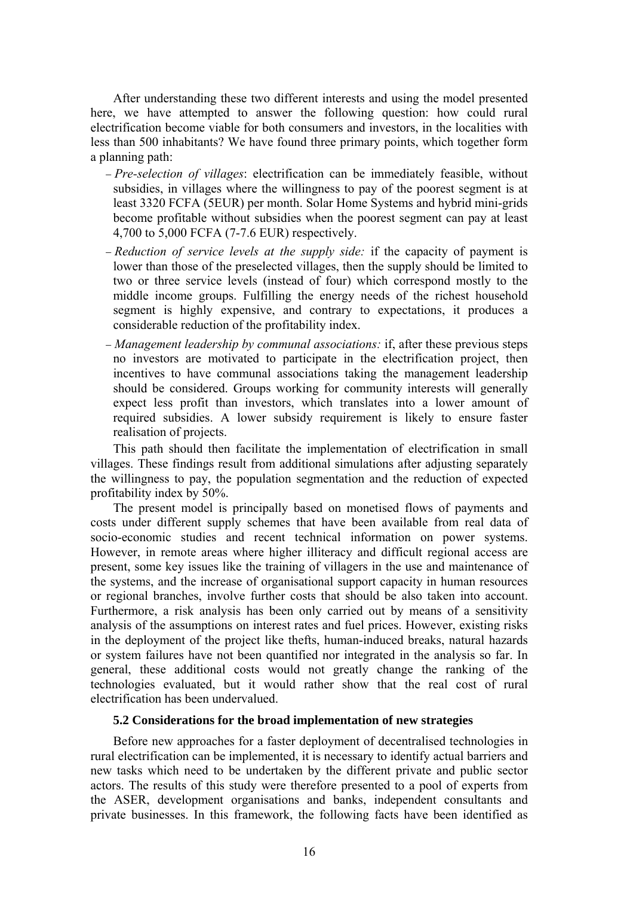After understanding these two different interests and using the model presented here, we have attempted to answer the following question: how could rural electrification become viable for both consumers and investors, in the localities with less than 500 inhabitants? We have found three primary points, which together form a planning path:

- *Pre-selection of villages*: electrification can be immediately feasible, without subsidies, in villages where the willingness to pay of the poorest segment is at least 3320 FCFA (5EUR) per month. Solar Home Systems and hybrid mini-grids become profitable without subsidies when the poorest segment can pay at least 4,700 to 5,000 FCFA (7-7.6 EUR) respectively.
- *Reduction of service levels at the supply side:* if the capacity of payment is lower than those of the preselected villages, then the supply should be limited to two or three service levels (instead of four) which correspond mostly to the middle income groups. Fulfilling the energy needs of the richest household segment is highly expensive, and contrary to expectations, it produces a considerable reduction of the profitability index.
- *Management leadership by communal associations:* if, after these previous steps no investors are motivated to participate in the electrification project, then incentives to have communal associations taking the management leadership should be considered. Groups working for community interests will generally expect less profit than investors, which translates into a lower amount of required subsidies. A lower subsidy requirement is likely to ensure faster realisation of projects.

This path should then facilitate the implementation of electrification in small villages. These findings result from additional simulations after adjusting separately the willingness to pay, the population segmentation and the reduction of expected profitability index by 50%.

The present model is principally based on monetised flows of payments and costs under different supply schemes that have been available from real data of socio-economic studies and recent technical information on power systems. However, in remote areas where higher illiteracy and difficult regional access are present, some key issues like the training of villagers in the use and maintenance of the systems, and the increase of organisational support capacity in human resources or regional branches, involve further costs that should be also taken into account. Furthermore, a risk analysis has been only carried out by means of a sensitivity analysis of the assumptions on interest rates and fuel prices. However, existing risks in the deployment of the project like thefts, human-induced breaks, natural hazards or system failures have not been quantified nor integrated in the analysis so far. In general, these additional costs would not greatly change the ranking of the technologies evaluated, but it would rather show that the real cost of rural electrification has been undervalued.

### 5.2 Considerations for the broad implementation of new strategies

Before new approaches for a faster deployment of decentralised technologies in rural electrification can be implemented, it is necessary to identify actual barriers and new tasks which need to be undertaken by the different private and public sector actors. The results of this study were therefore presented to a pool of experts from the ASER, development organisations and banks, independent consultants and private businesses. In this framework, the following facts have been identified as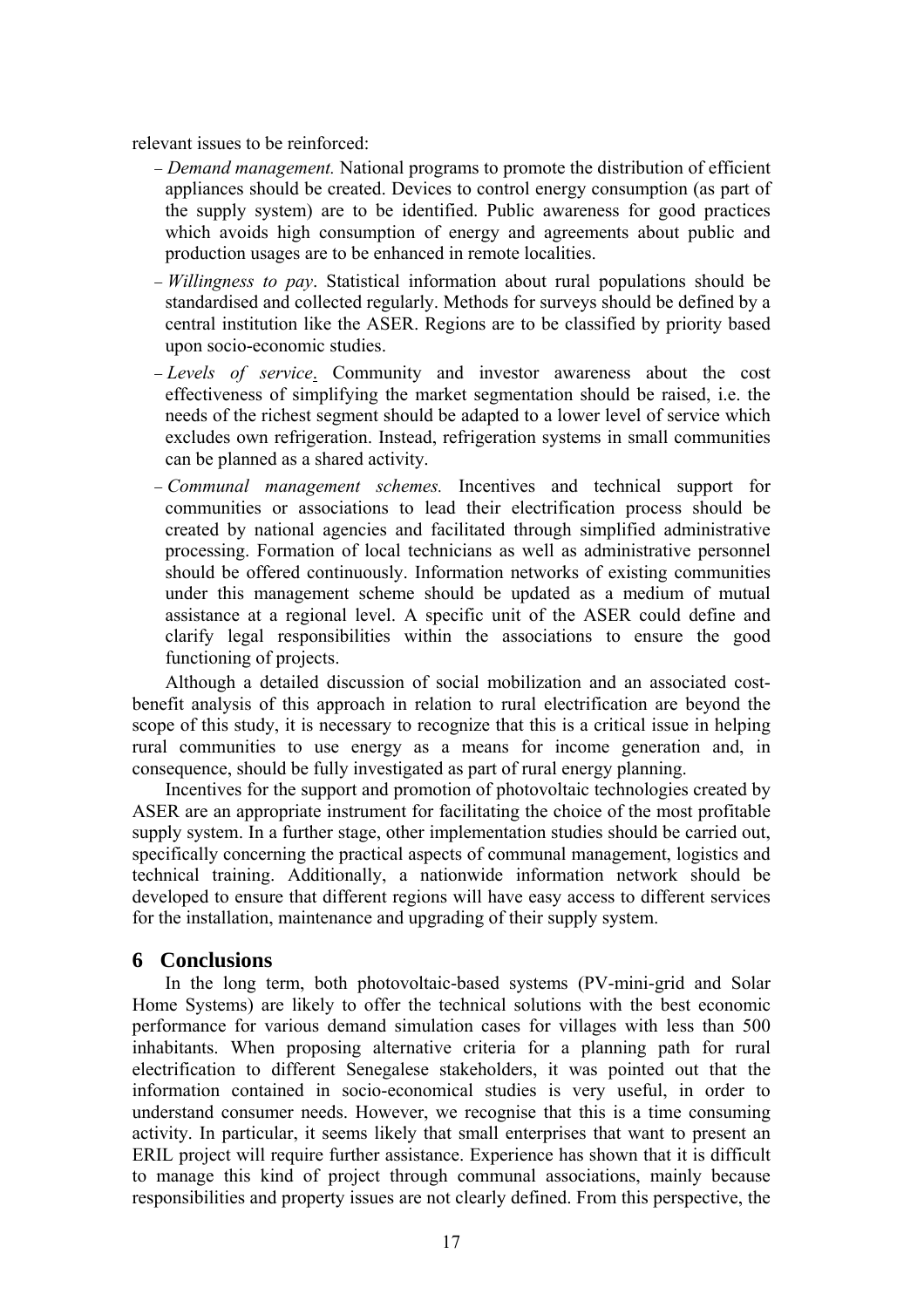relevant issues to be reinforced:

- *Demand management.* National programs to promote the distribution of efficient appliances should be created. Devices to control energy consumption (as part of the supply system) are to be identified. Public awareness for good practices which avoids high consumption of energy and agreements about public and production usages are to be enhanced in remote localities.
- *Willingness to pay*. Statistical information about rural populations should be standardised and collected regularly. Methods for surveys should be defined by a central institution like the ASER. Regions are to be classified by priority based upon socio-economic studies.
- *Levels of service*. Community and investor awareness about the cost effectiveness of simplifying the market segmentation should be raised, i.e. the needs of the richest segment should be adapted to a lower level of service which excludes own refrigeration. Instead, refrigeration systems in small communities can be planned as a shared activity.
- *Communal management schemes.* Incentives and technical support for communities or associations to lead their electrification process should be created by national agencies and facilitated through simplified administrative processing. Formation of local technicians as well as administrative personnel should be offered continuously. Information networks of existing communities under this management scheme should be updated as a medium of mutual assistance at a regional level. A specific unit of the ASER could define and clarify legal responsibilities within the associations to ensure the good functioning of projects.

Although a detailed discussion of social mobilization and an associated cost-benefit analysis of this approach in relation to rural electrification are beyond the scope of this study, it is necessary to recognize that this is a critical issue in helping rural communities to use energy as a means for income generation and, in consequence, should be fully investigated as part of rural energy planning.

Incentives for the support and promotion of photovoltaic technologies created by ASER are an appropriate instrument for facilitating the choice of the most profitable supply system. In a further stage, other implementation studies should be carried out, specifically concerning the practical aspects of communal management, logistics and technical training. Additionally, a nationwide information network should be developed to ensure that different regions will have easy access to different services for the installation, maintenance and upgrading of their supply system.

## 6 Conclusions

In the long term, both photovoltaic-based systems (PV-mini-grid and Solar Home Systems) are likely to offer the technical solutions with the best economic performance for various demand simulation cases for villages with less than 500 inhabitants. When proposing alternative criteria for a planning path for rural electrification to different Senegalese stakeholders, it was pointed out that the information contained in socio-economical studies is very useful, in order to understand consumer needs. However, we recognise that this is a time consuming activity. In particular, it seems likely that small enterprises that want to present an ERIL project will require further assistance. Experience has shown that it is difficult to manage this kind of project through communal associations, mainly because responsibilities and property issues are not clearly defined. From this perspective, the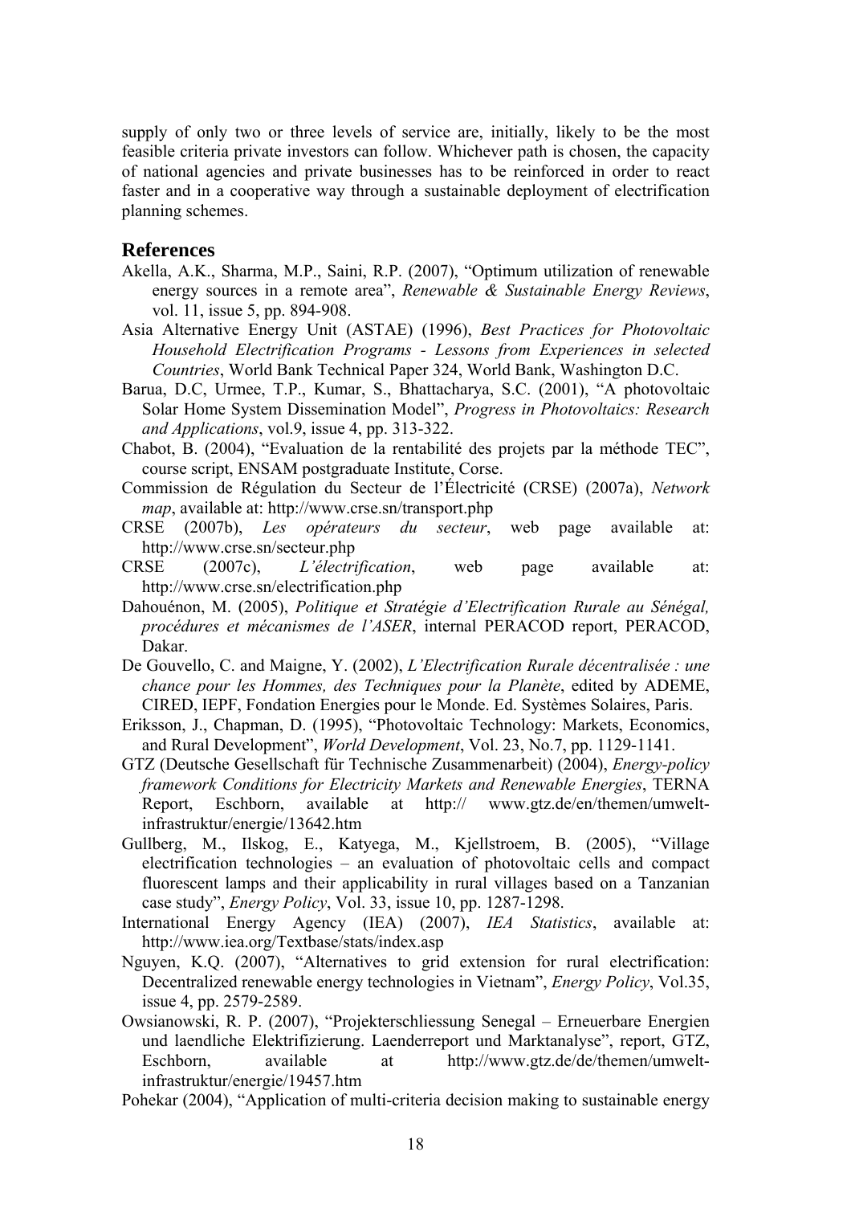supply of only two or three levels of service are, initially, likely to be the most feasible criteria private investors can follow. Whichever path is chosen, the capacity of national agencies and private businesses has to be reinforced in order to react faster and in a cooperative way through a sustainable deployment of electrification planning schemes.

## References

Akella, A.K., Sharma, M.P., Saini, R.P. (2007), "Optimum utilization of renewable energy sources in a remote area", *Renewable & Sustainable Energy Reviews*, vol. 11, issue 5, pp. 894-908.

Asia Alternative Energy Unit (ASTAE) (1996), *Best Practices for Photovoltaic Household Electrification Programs - Lessons from Experiences in selected Countries*, World Bank Technical Paper 324, World Bank, Washington D.C.

Barua, D.C, Urmee, T.P., Kumar, S., Bhattacharya, S.C. (2001), "A photovoltaic Solar Home System Dissemination Model", *Progress in Photovoltaics: Research and Applications*, vol.9, issue 4, pp. 313-322.

Chabot, B. (2004), "Evaluation de la rentabilité des projets par la méthode TEC", course script, ENSAM postgraduate Institute, Corse.

Commission de Régulation du Secteur de l'Électricité (CRSE) (2007a), *Network map*, available at: http://www.crse.sn/transport.php

CRSE (2007b), *Les opérateurs du secteur*, web page available at: http://www.crse.sn/secteur.php

CRSE (2007c), *L'électrification*, web page available at: http://www.crse.sn/electrification.php

Dahouénon, M. (2005), *Politique et Stratégie d'Electrification Rurale au Sénégal, procédures et mécanismes de l'ASER*, internal PERACOD report, PERACOD, Dakar.

De Gouvello, C. and Maigne, Y. (2002), *L'Electrification Rurale décentralisée : une chance pour les Hommes, des Techniques pour la Planète*, edited by ADEME, CIRED, IEPF, Fondation Energies pour le Monde. Ed. Systèmes Solaires, Paris.

Eriksson, J., Chapman, D. (1995), "Photovoltaic Technology: Markets, Economics, and Rural Development", *World Development*, Vol. 23, No.7, pp. 1129-1141.

GTZ (Deutsche Gesellschaft für Technische Zusammenarbeit) (2004), *Energy-policy framework Conditions for Electricity Markets and Renewable Energies*, TERNA Report, Eschborn, available at http:// www.gtz.de/en/themen/umwelt-infrastruktur/energie/13642.htm

Gullberg, M., Ilskog, E., Katyega, M., Kjellstroem, B. (2005), "Village electrification technologies – an evaluation of photovoltaic cells and compact fluorescent lamps and their applicability in rural villages based on a Tanzanian case study", *Energy Policy*, Vol. 33, issue 10, pp. 1287-1298.

International Energy Agency (IEA) (2007), *IEA Statistics*, available at: http://www.iea.org/Textbase/stats/index.asp

Nguyen, K.Q. (2007), "Alternatives to grid extension for rural electrification: Decentralized renewable energy technologies in Vietnam", *Energy Policy*, Vol.35, issue 4, pp. 2579-2589.

Owsianowski, R. P. (2007), "Projekterschliessung Senegal – Erneuerbare Energien und laendliche Elektrifizierung. Laenderreport und Marktanalyse", report, GTZ, Eschborn, available at http://www.gtz.de/de/themen/umwelt-infrastruktur/energie/19457.htm

Pohekar (2004), "Application of multi-criteria decision making to sustainable energy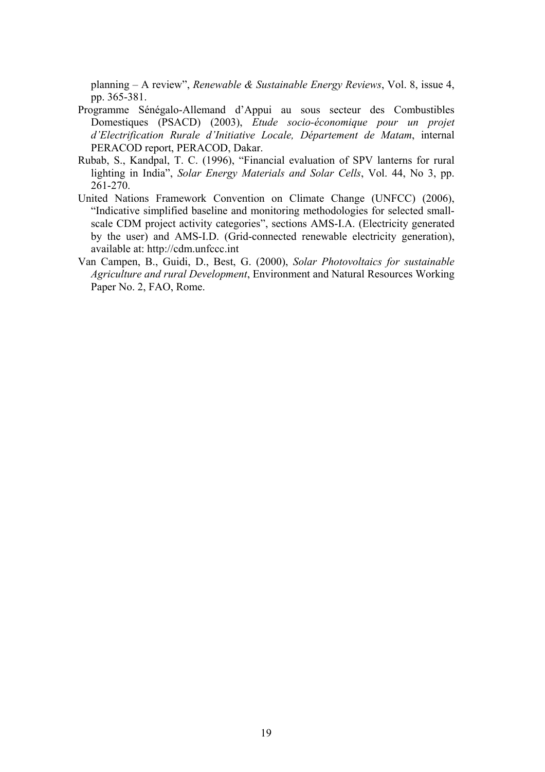planning – A review", *Renewable & Sustainable Energy Reviews*, Vol. 8, issue 4, pp. 365-381.

Programme Sénégalo-Allemand d'Appui au sous secteur des Combustibles Domestiques (PSACD) (2003), *Etude socio-économique pour un projet d'Electrification Rurale d'Initiative Locale, Département de Matam*, internal PERACOD report, PERACOD, Dakar.

Rubab, S., Kandpal, T. C. (1996), "Financial evaluation of SPV lanterns for rural lighting in India", *Solar Energy Materials and Solar Cells*, Vol. 44, No 3, pp. 261-270.

United Nations Framework Convention on Climate Change (UNFCC) (2006), "Indicative simplified baseline and monitoring methodologies for selected small-scale CDM project activity categories", sections AMS-I.A. (Electricity generated by the user) and AMS-I.D. (Grid-connected renewable electricity generation), available at: http://cdm.unfccc.int

Van Campen, B., Guidi, D., Best, G. (2000), *Solar Photovoltaics for sustainable Agriculture and rural Development*, Environment and Natural Resources Working Paper No. 2, FAO, Rome.